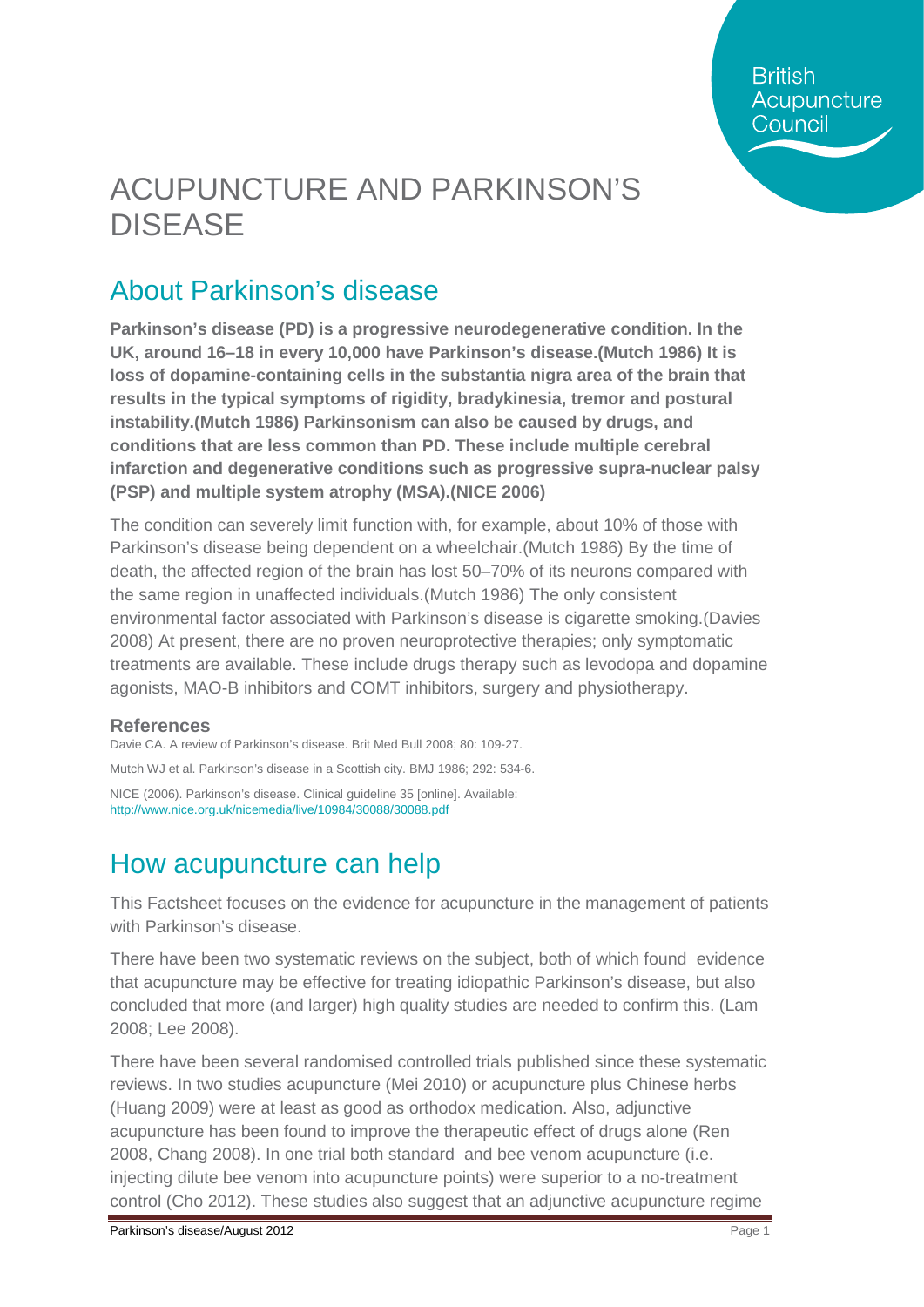# ACUPUNCTURE AND PARKINSON'S DISEASE

## About Parkinson's disease

**Parkinson's disease (PD) is a progressive neurodegenerative condition. In the UK, around 16–18 in every 10,000 have Parkinson's disease.(Mutch 1986) It is loss of dopamine-containing cells in the substantia nigra area of the brain that results in the typical symptoms of rigidity, bradykinesia, tremor and postural instability.(Mutch 1986) Parkinsonism can also be caused by drugs, and conditions that are less common than PD. These include multiple cerebral infarction and degenerative conditions such as progressive supra-nuclear palsy (PSP) and multiple system atrophy (MSA).(NICE 2006)**

The condition can severely limit function with, for example, about 10% of those with Parkinson's disease being dependent on a wheelchair.(Mutch 1986) By the time of death, the affected region of the brain has lost 50–70% of its neurons compared with the same region in unaffected individuals.(Mutch 1986) The only consistent environmental factor associated with Parkinson's disease is cigarette smoking.(Davies 2008) At present, there are no proven neuroprotective therapies; only symptomatic treatments are available. These include drugs therapy such as levodopa and dopamine agonists, MAO-B inhibitors and COMT inhibitors, surgery and physiotherapy.

### References

Davie CA. A review of Parkinson's disease. Brit Med Bull 2008; 80: 109-27.

Mutch WJ et al. Parkinson's disease in a Scottish city. BMJ 1986; 292: 534-6.

NICE (2006). Parkinson's disease. Clinical guideline 35 [online]. Available: http://www.nice.org.uk/nicemedia/live/10984/30088/30088.pdf

## How acupuncture can help

This Factsheet focuses on the evidence for acupuncture in the management of patients with Parkinson's disease.

There have been two systematic reviews on the subject, both of which found evidence that acupuncture may be effective for treating idiopathic Parkinson's disease, but also concluded that more (and larger) high quality studies are needed to confirm this. (Lam 2008; Lee 2008).

There have been several randomised controlled trials published since these systematic reviews. In two studies acupuncture (Mei 2010) or acupuncture plus Chinese herbs (Huang 2009) were at least as good as orthodox medication. Also, adjunctive acupuncture has been found to improve the therapeutic effect of drugs alone (Ren 2008, Chang 2008). In one trial both standard and bee venom acupuncture (i.e. injecting dilute bee venom into acupuncture points) were superior to a no-treatment control (Cho 2012). These studies also suggest that an adjunctive acupuncture regime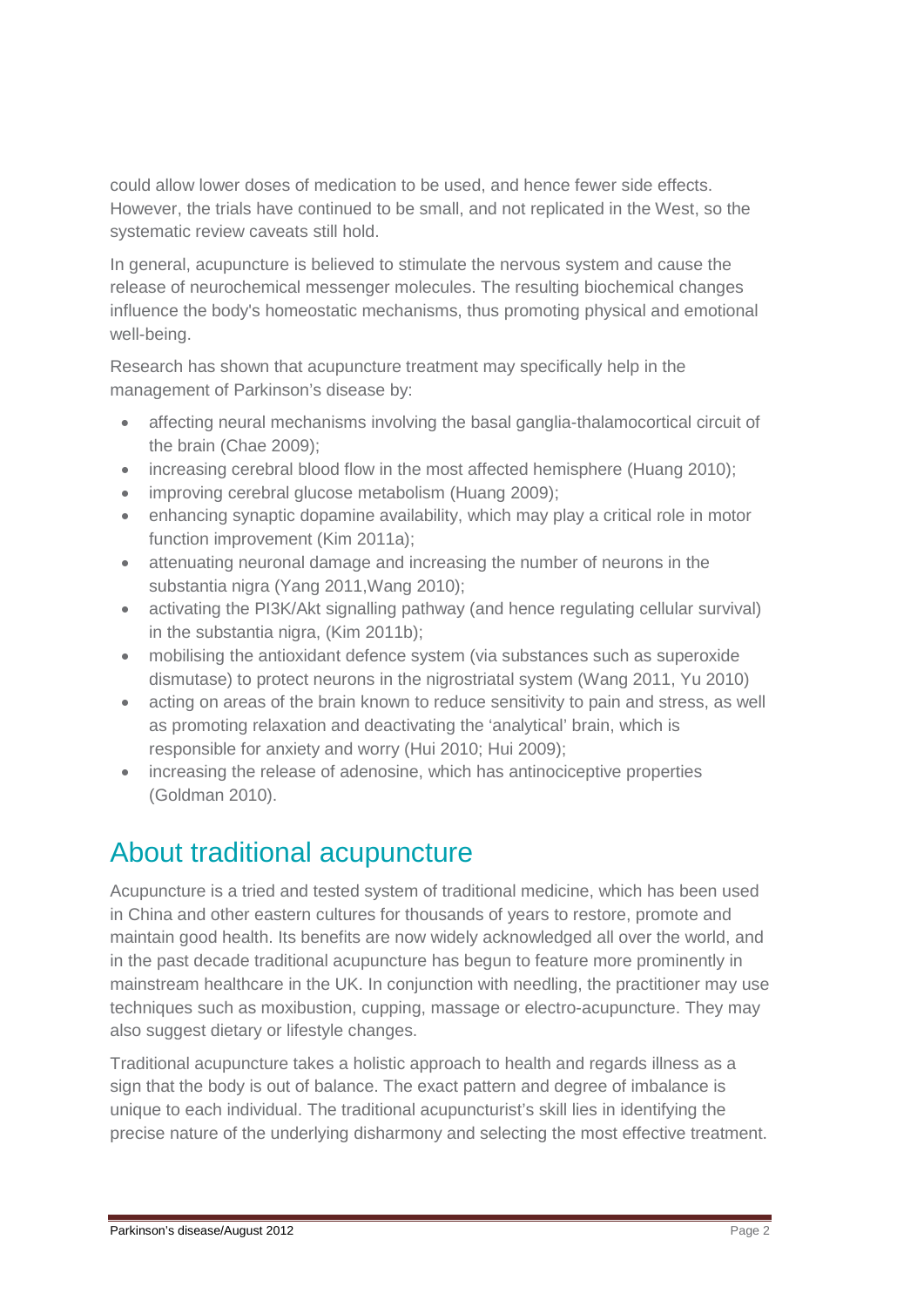could allow lower doses of medication to be used, and hence fewer side effects. However, the trials have continued to be small, and not replicated in the West, so the systematic review caveats still hold.

In general, acupuncture is believed to stimulate the nervous system and cause the release of neurochemical messenger molecules. The resulting biochemical changes influence the body's homeostatic mechanisms, thus promoting physical and emotional well-being.

Research has shown that acupuncture treatment may specifically help in the management of Parkinson's disease by:

- affecting neural mechanisms involving the basal ganglia-thalamocortical circuit of the brain (Chae 2009);
- increasing cerebral blood flow in the most affected hemisphere (Huang 2010);
- improving cerebral glucose metabolism (Huang 2009);
- enhancing synaptic dopamine availability, which may play a critical role in motor function improvement (Kim 2011a);
- attenuating neuronal damage and increasing the number of neurons in the substantia nigra (Yang 2011,Wang 2010);
- activating the PI3K/Akt signalling pathway (and hence regulating cellular survival) in the substantia nigra, (Kim 2011b);
- mobilising the antioxidant defence system (via substances such as superoxide dismutase) to protect neurons in the nigrostriatal system (Wang 2011, Yu 2010)
- acting on areas of the brain known to reduce sensitivity to pain and stress, as well as promoting relaxation and deactivating the 'analytical' brain, which is responsible for anxiety and worry (Hui 2010; Hui 2009);
- increasing the release of adenosine, which has antinociceptive properties (Goldman 2010).

## About traditional acupuncture

Acupuncture is a tried and tested system of traditional medicine, which has been used in China and other eastern cultures for thousands of years to restore, promote and maintain good health. Its benefits are now widely acknowledged all over the world, and in the past decade traditional acupuncture has begun to feature more prominently in mainstream healthcare in the UK. In conjunction with needling, the practitioner may use techniques such as moxibustion, cupping, massage or electro-acupuncture. They may also suggest dietary or lifestyle changes.

Traditional acupuncture takes a holistic approach to health and regards illness as a sign that the body is out of balance. The exact pattern and degree of imbalance is unique to each individual. The traditional acupuncturist's skill lies in identifying the precise nature of the underlying disharmony and selecting the most effective treatment.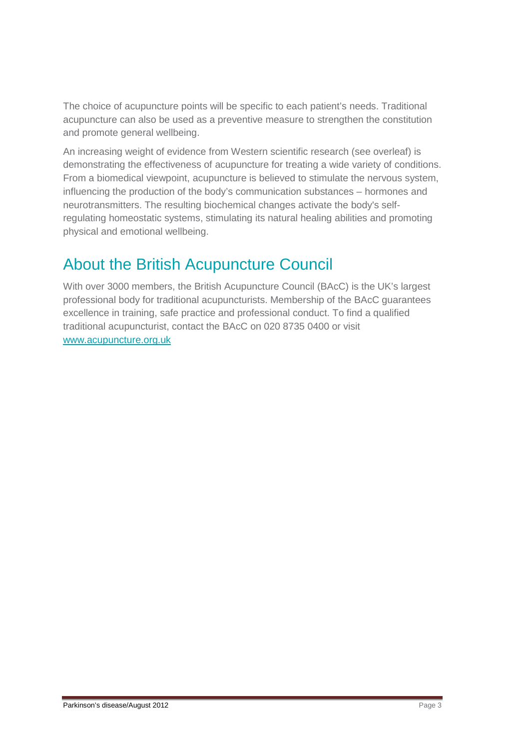The choice of acupuncture points will be specific to each patient's needs. Traditional acupuncture can also be used as a preventive measure to strengthen the constitution and promote general wellbeing.

An increasing weight of evidence from Western scientific research (see overleaf) is demonstrating the effectiveness of acupuncture for treating a wide variety of conditions. From a biomedical viewpoint, acupuncture is believed to stimulate the nervous system, influencing the production of the body's communication substances – hormones and neurotransmitters. The resulting biochemical changes activate the body's self-regulating homeostatic systems, stimulating its natural healing abilities and promoting physical and emotional wellbeing.

## About the British Acupuncture Council

With over 3000 members, the British Acupuncture Council (BAcC) is the UK's largest professional body for traditional acupuncturists. Membership of the BAcC guarantees excellence in training, safe practice and professional conduct. To find a qualified traditional acupuncturist, contact the BAcC on 020 8735 0400 or visit [www.acupuncture.org.uk](http://www.acupuncture.org.uk)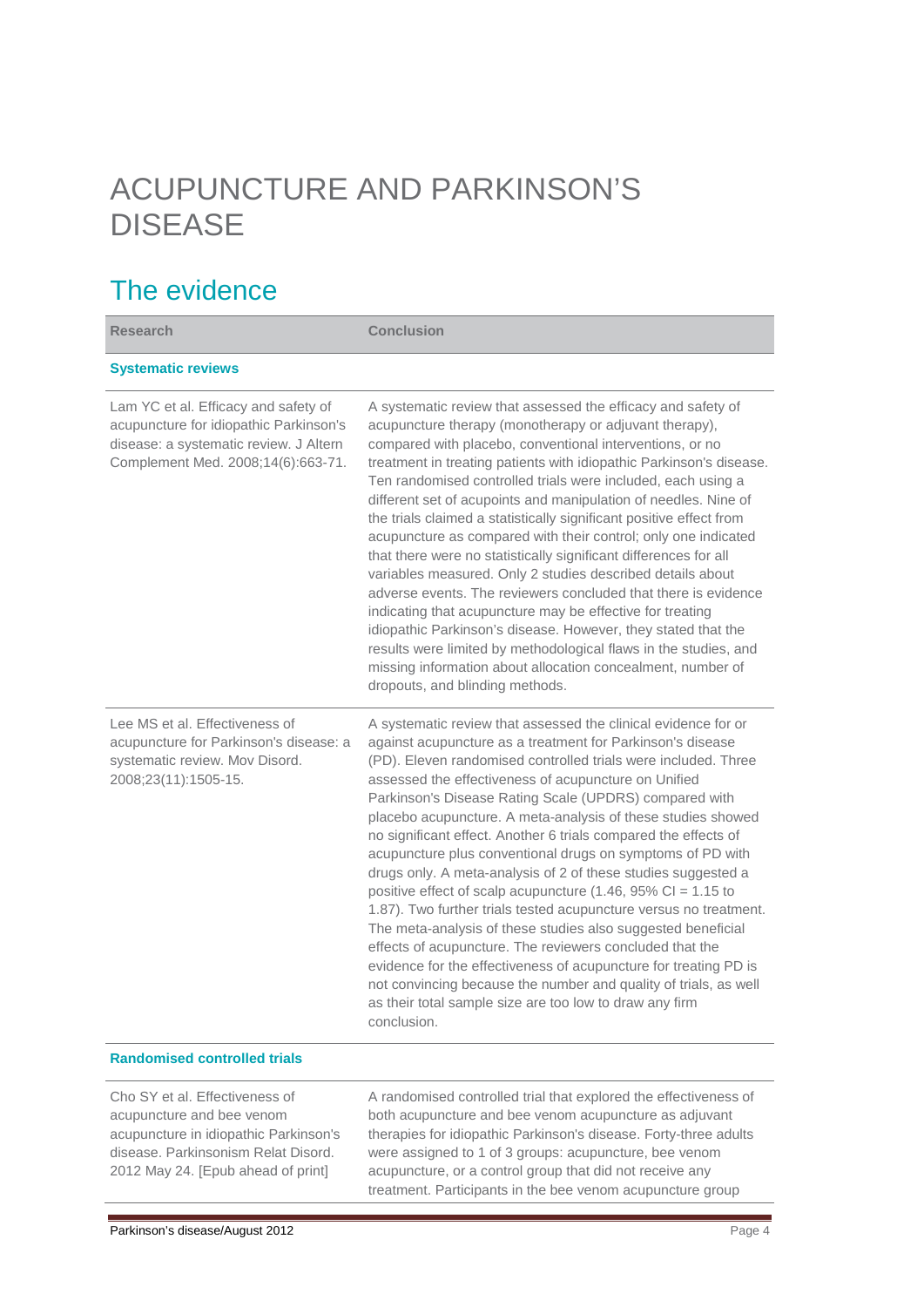# ACUPUNCTURE AND PARKINSON'S DISEASE

## The evidence

| Research | Conclusion |
| --- | --- |
| **Systematic reviews** | |
| Lam YC et al. Efficacy and safety of acupuncture for idiopathic Parkinson's disease: a systematic review. J Altern Complement Med. 2008;14(6):663-71. | A systematic review that assessed the efficacy and safety of acupuncture therapy (monotherapy or adjuvant therapy), compared with placebo, conventional interventions, or no treatment in treating patients with idiopathic Parkinson's disease. Ten randomised controlled trials were included, each using a different set of acupoints and manipulation of needles. Nine of the trials claimed a statistically significant positive effect from acupuncture as compared with their control; only one indicated that there were no statistically significant differences for all variables measured. Only 2 studies described details about adverse events. The reviewers concluded that there is evidence indicating that acupuncture may be effective for treating idiopathic Parkinson's disease. However, they stated that the results were limited by methodological flaws in the studies, and missing information about allocation concealment, number of dropouts, and blinding methods. |
| Lee MS et al. Effectiveness of acupuncture for Parkinson's disease: a systematic review. Mov Disord. 2008;23(11):1505-15. | A systematic review that assessed the clinical evidence for or against acupuncture as a treatment for Parkinson's disease (PD). Eleven randomised controlled trials were included. Three assessed the effectiveness of acupuncture on Unified Parkinson's Disease Rating Scale (UPDRS) compared with placebo acupuncture. A meta-analysis of these studies showed no significant effect. Another 6 trials compared the effects of acupuncture plus conventional drugs on symptoms of PD with drugs only. A meta-analysis of 2 of these studies suggested a positive effect of scalp acupuncture (1.46, 95% CI = 1.15 to 1.87). Two further trials tested acupuncture versus no treatment. The meta-analysis of these studies also suggested beneficial effects of acupuncture. The reviewers concluded that the evidence for the effectiveness of acupuncture for treating PD is not convincing because the number and quality of trials, as well as their total sample size are too low to draw any firm conclusion. |
| **Randomised controlled trials** | |
| Cho SY et al. Effectiveness of acupuncture and bee venom acupuncture in idiopathic Parkinson's disease. Parkinsonism Relat Disord. 2012 May 24. [Epub ahead of print] | A randomised controlled trial that explored the effectiveness of both acupuncture and bee venom acupuncture as adjuvant therapies for idiopathic Parkinson's disease. Forty-three adults were assigned to 1 of 3 groups: acupuncture, bee venom acupuncture, or a control group that did not receive any treatment. Participants in the bee venom acupuncture group |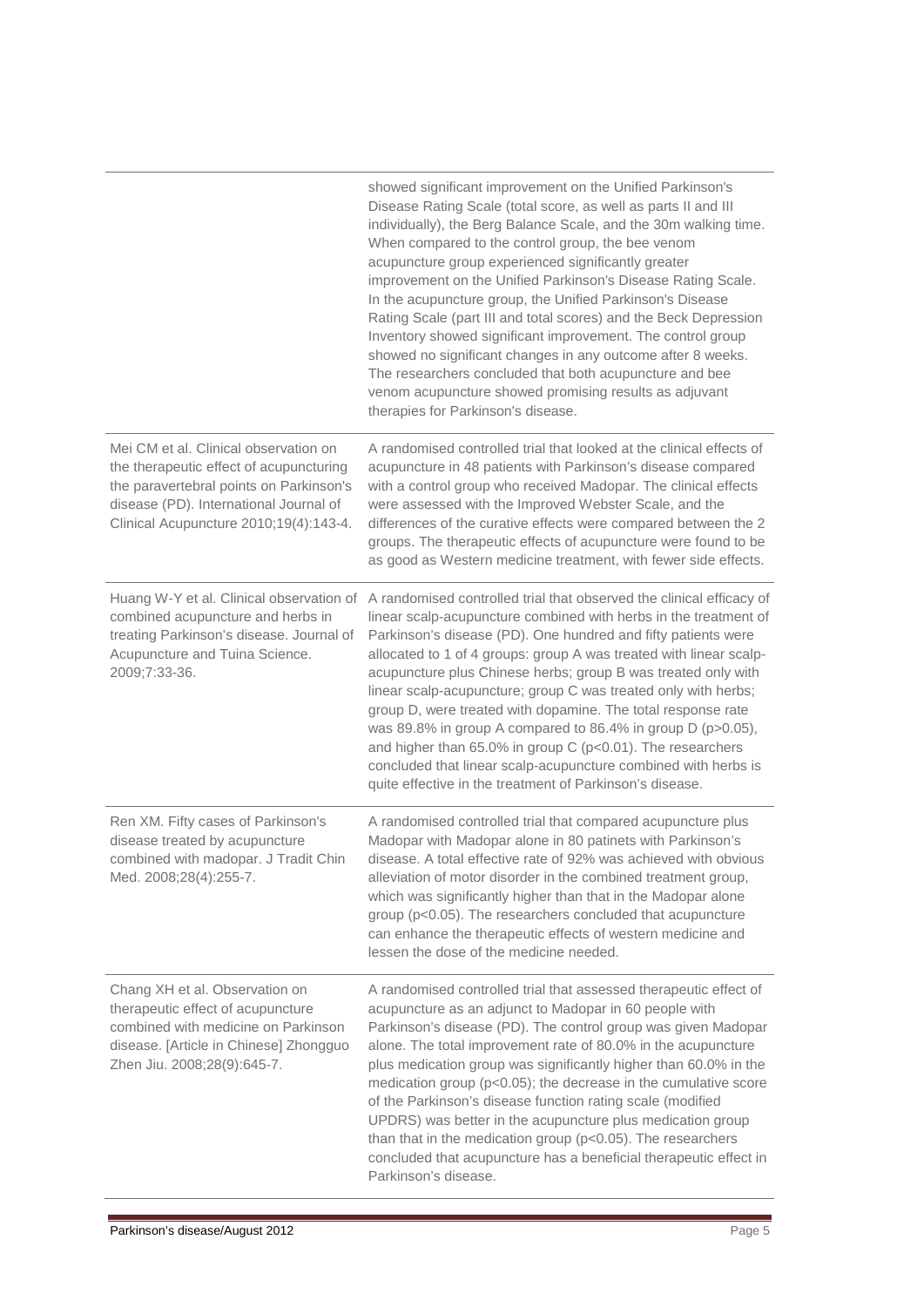| | |
|---|---|
| | showed significant improvement on the Unified Parkinson's Disease Rating Scale (total score, as well as parts II and III individually), the Berg Balance Scale, and the 30m walking time. When compared to the control group, the bee venom acupuncture group experienced significantly greater improvement on the Unified Parkinson's Disease Rating Scale. In the acupuncture group, the Unified Parkinson's Disease Rating Scale (part III and total scores) and the Beck Depression Inventory showed significant improvement. The control group showed no significant changes in any outcome after 8 weeks. The researchers concluded that both acupuncture and bee venom acupuncture showed promising results as adjuvant therapies for Parkinson's disease. |
| Mei CM et al. Clinical observation on the therapeutic effect of acupuncturing the paravertebral points on Parkinson's disease (PD). International Journal of Clinical Acupuncture 2010;19(4):143-4. | A randomised controlled trial that looked at the clinical effects of acupuncture in 48 patients with Parkinson's disease compared with a control group who received Madopar. The clinical effects were assessed with the Improved Webster Scale, and the differences of the curative effects were compared between the 2 groups. The therapeutic effects of acupuncture were found to be as good as Western medicine treatment, with fewer side effects. |
| Huang W-Y et al. Clinical observation of combined acupuncture and herbs in treating Parkinson's disease. Journal of Acupuncture and Tuina Science. 2009;7:33-36. | A randomised controlled trial that observed the clinical efficacy of linear scalp-acupuncture combined with herbs in the treatment of Parkinson's disease (PD). One hundred and fifty patients were allocated to 1 of 4 groups: group A was treated with linear scalp-acupuncture plus Chinese herbs; group B was treated only with linear scalp-acupuncture; group C was treated only with herbs; group D, were treated with dopamine. The total response rate was 89.8% in group A compared to 86.4% in group D ($p>0.05$), and higher than 65.0% in group C ($p<0.01$). The researchers concluded that linear scalp-acupuncture combined with herbs is quite effective in the treatment of Parkinson's disease. |
| Ren XM. Fifty cases of Parkinson's disease treated by acupuncture combined with madopar. J Tradit Chin Med. 2008;28(4):255-7. | A randomised controlled trial that compared acupuncture plus Madopar with Madopar alone in 80 patinets with Parkinson's disease. A total effective rate of 92% was achieved with obvious alleviation of motor disorder in the combined treatment group, which was significantly higher than that in the Madopar alone group ($p<0.05$). The researchers concluded that acupuncture can enhance the therapeutic effects of western medicine and lessen the dose of the medicine needed. |
| Chang XH et al. Observation on therapeutic effect of acupuncture combined with medicine on Parkinson disease. [Article in Chinese] Zhongguo Zhen Jiu. 2008;28(9):645-7. | A randomised controlled trial that assessed therapeutic effect of acupuncture as an adjunct to Madopar in 60 people with Parkinson's disease (PD). The control group was given Madopar alone. The total improvement rate of 80.0% in the acupuncture plus medication group was significantly higher than 60.0% in the medication group ($p<0.05$); the decrease in the cumulative score of the Parkinson's disease function rating scale (modified UPDRS) was better in the acupuncture plus medication group than that in the medication group ($p<0.05$). The researchers concluded that acupuncture has a beneficial therapeutic effect in Parkinson's disease. |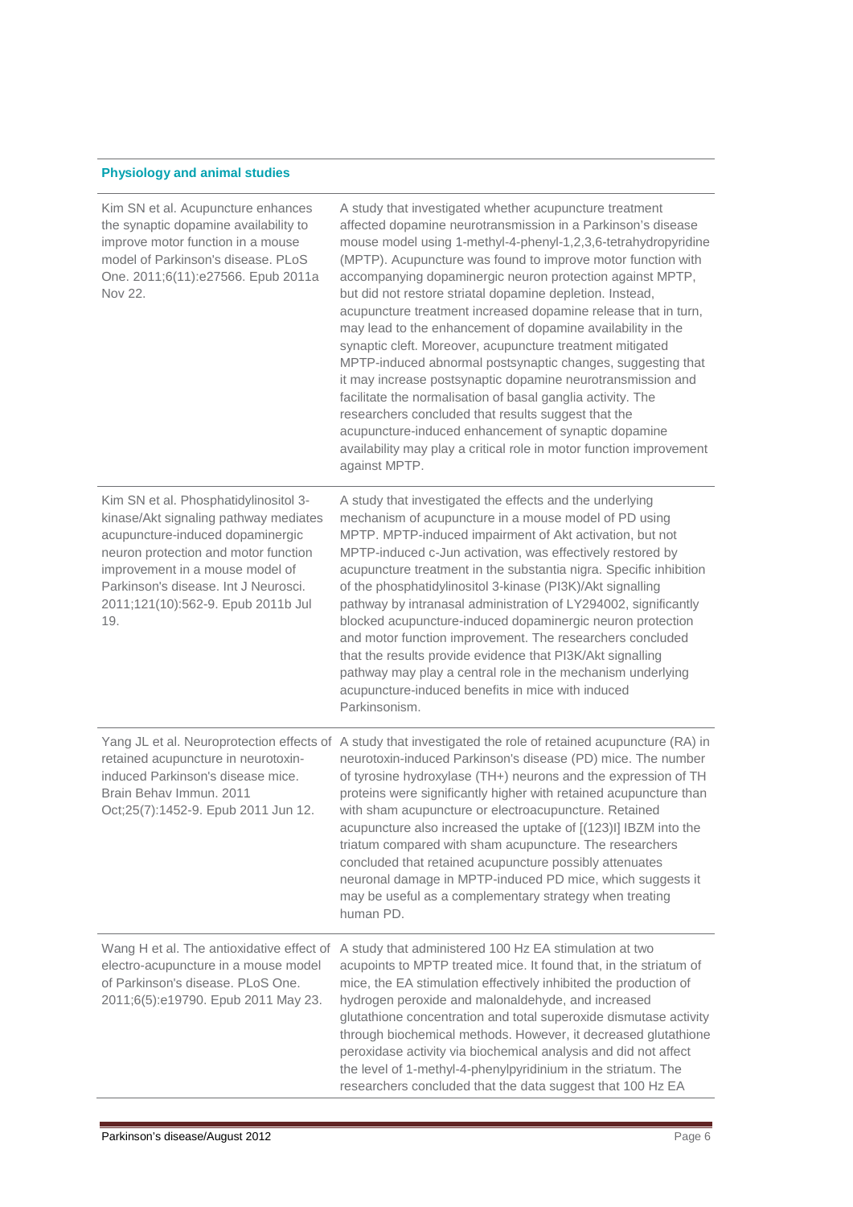**Physiology and animal studies**

| | |
|---|---|
| Kim SN et al. Acupuncture enhances the synaptic dopamine availability to improve motor function in a mouse model of Parkinson's disease. PLoS One. 2011;6(11):e27566. Epub 2011a Nov 22. | A study that investigated whether acupuncture treatment affected dopamine neurotransmission in a Parkinson's disease mouse model using 1-methyl-4-phenyl-1,2,3,6-tetrahydropyridine (MPTP). Acupuncture was found to improve motor function with accompanying dopaminergic neuron protection against MPTP, but did not restore striatal dopamine depletion. Instead, acupuncture treatment increased dopamine release that in turn, may lead to the enhancement of dopamine availability in the synaptic cleft. Moreover, acupuncture treatment mitigated MPTP-induced abnormal postsynaptic changes, suggesting that it may increase postsynaptic dopamine neurotransmission and facilitate the normalisation of basal ganglia activity. The researchers concluded that results suggest that the acupuncture-induced enhancement of synaptic dopamine availability may play a critical role in motor function improvement against MPTP. |
| Kim SN et al. Phosphatidylinositol 3-kinase/Akt signaling pathway mediates acupuncture-induced dopaminergic neuron protection and motor function improvement in a mouse model of Parkinson's disease. Int J Neurosci. 2011;121(10):562-9. Epub 2011b Jul 19. | A study that investigated the effects and the underlying mechanism of acupuncture in a mouse model of PD using MPTP. MPTP-induced impairment of Akt activation, but not MPTP-induced c-Jun activation, was effectively restored by acupuncture treatment in the substantia nigra. Specific inhibition of the phosphatidylinositol 3-kinase (PI3K)/Akt signalling pathway by intranasal administration of LY294002, significantly blocked acupuncture-induced dopaminergic neuron protection and motor function improvement. The researchers concluded that the results provide evidence that PI3K/Akt signalling pathway may play a central role in the mechanism underlying acupuncture-induced benefits in mice with induced Parkinsonism. |
| Yang JL et al. Neuroprotection effects of retained acupuncture in neurotoxin-induced Parkinson's disease mice. Brain Behav Immun. 2011 Oct;25(7):1452-9. Epub 2011 Jun 12. | A study that investigated the role of retained acupuncture (RA) in neurotoxin-induced Parkinson's disease (PD) mice. The number of tyrosine hydroxylase (TH+) neurons and the expression of TH proteins were significantly higher with retained acupuncture than with sham acupuncture or electroacupuncture. Retained acupuncture also increased the uptake of [(123)I] IBZM into the triatum compared with sham acupuncture. The researchers concluded that retained acupuncture possibly attenuates neuronal damage in MPTP-induced PD mice, which suggests it may be useful as a complementary strategy when treating human PD. |
| Wang H et al. The antioxidative effect of electro-acupuncture in a mouse model of Parkinson's disease. PLoS One. 2011;6(5):e19790. Epub 2011 May 23. | A study that administered 100 Hz EA stimulation at two acupoints to MPTP treated mice. It found that, in the striatum of mice, the EA stimulation effectively inhibited the production of hydrogen peroxide and malonaldehyde, and increased glutathione concentration and total superoxide dismutase activity through biochemical methods. However, it decreased glutathione peroxidase activity via biochemical analysis and did not affect the level of 1-methyl-4-phenylpyridinium in the striatum. The researchers concluded that the data suggest that 100 Hz EA |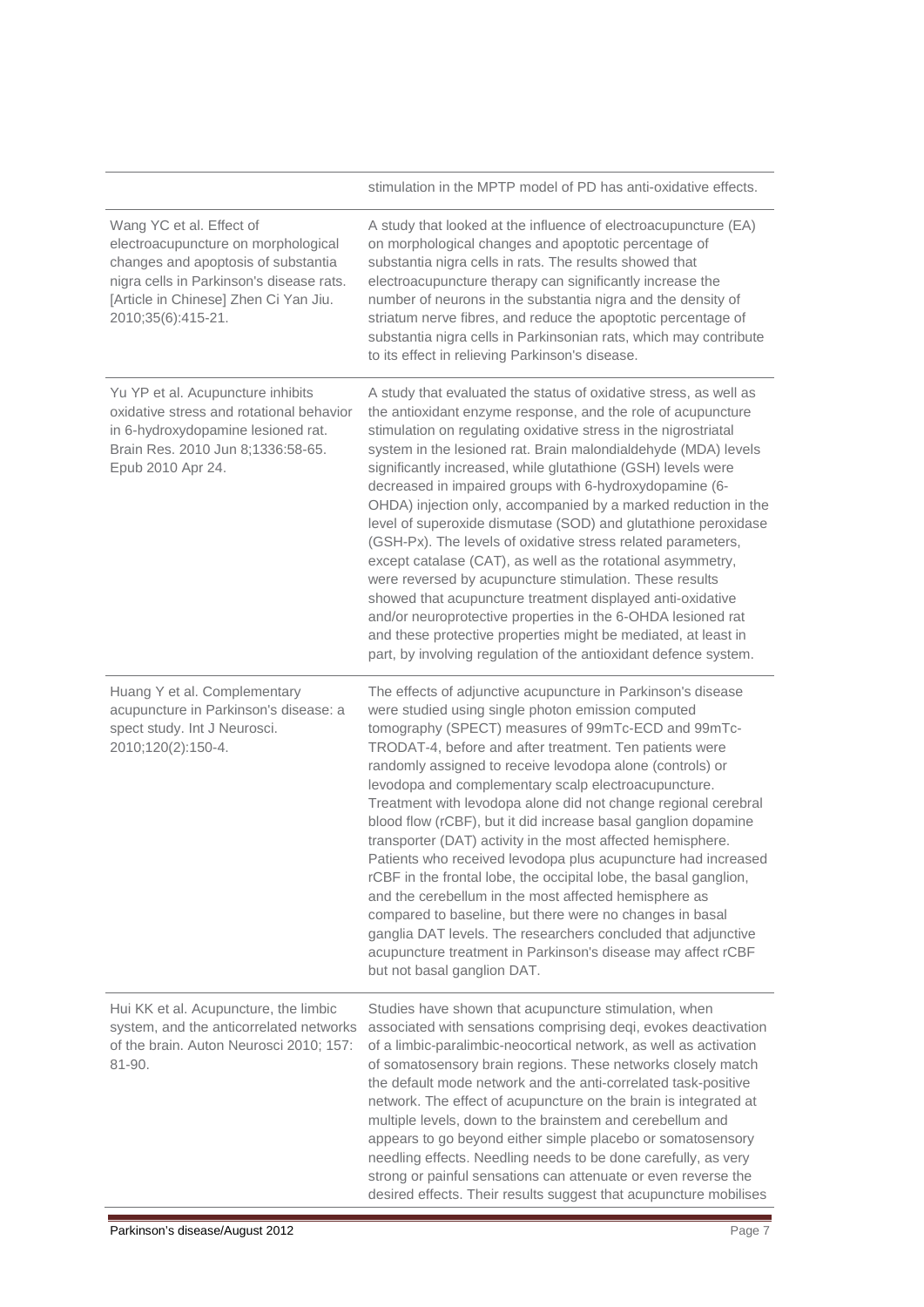| | |
|---|---|
| | stimulation in the MPTP model of PD has anti-oxidative effects. |
| Wang YC et al. Effect of electroacupuncture on morphological changes and apoptosis of substantia nigra cells in Parkinson's disease rats. [Article in Chinese] Zhen Ci Yan Jiu. 2010;35(6):415-21. | A study that looked at the influence of electroacupuncture (EA) on morphological changes and apoptotic percentage of substantia nigra cells in rats. The results showed that electroacupuncture therapy can significantly increase the number of neurons in the substantia nigra and the density of striatum nerve fibres, and reduce the apoptotic percentage of substantia nigra cells in Parkinsonian rats, which may contribute to its effect in relieving Parkinson's disease. |
| Yu YP et al. Acupuncture inhibits oxidative stress and rotational behavior in 6-hydroxydopamine lesioned rat. Brain Res. 2010 Jun 8;1336:58-65. Epub 2010 Apr 24. | A study that evaluated the status of oxidative stress, as well as the antioxidant enzyme response, and the role of acupuncture stimulation on regulating oxidative stress in the nigrostriatal system in the lesioned rat. Brain malondialdehyde (MDA) levels significantly increased, while glutathione (GSH) levels were decreased in impaired groups with 6-hydroxydopamine (6-OHDA) injection only, accompanied by a marked reduction in the level of superoxide dismutase (SOD) and glutathione peroxidase (GSH-Px). The levels of oxidative stress related parameters, except catalase (CAT), as well as the rotational asymmetry, were reversed by acupuncture stimulation. These results showed that acupuncture treatment displayed anti-oxidative and/or neuroprotective properties in the 6-OHDA lesioned rat and these protective properties might be mediated, at least in part, by involving regulation of the antioxidant defence system. |
| Huang Y et al. Complementary acupuncture in Parkinson's disease: a spect study. Int J Neurosci. 2010;120(2):150-4. | The effects of adjunctive acupuncture in Parkinson's disease were studied using single photon emission computed tomography (SPECT) measures of 99mTc-ECD and 99mTc-TRODAT-4, before and after treatment. Ten patients were randomly assigned to receive levodopa alone (controls) or levodopa and complementary scalp electroacupuncture. Treatment with levodopa alone did not change regional cerebral blood flow (rCBF), but it did increase basal ganglion dopamine transporter (DAT) activity in the most affected hemisphere. Patients who received levodopa plus acupuncture had increased rCBF in the frontal lobe, the occipital lobe, the basal ganglion, and the cerebellum in the most affected hemisphere as compared to baseline, but there were no changes in basal ganglia DAT levels. The researchers concluded that adjunctive acupuncture treatment in Parkinson's disease may affect rCBF but not basal ganglion DAT. |
| Hui KK et al. Acupuncture, the limbic system, and the anticorrelated networks of the brain. Auton Neurosci 2010; 157: 81-90. | Studies have shown that acupuncture stimulation, when associated with sensations comprising deqi, evokes deactivation of a limbic-paralimbic-neocortical network, as well as activation of somatosensory brain regions. These networks closely match the default mode network and the anti-correlated task-positive network. The effect of acupuncture on the brain is integrated at multiple levels, down to the brainstem and cerebellum and appears to go beyond either simple placebo or somatosensory needling effects. Needling needs to be done carefully, as very strong or painful sensations can attenuate or even reverse the desired effects. Their results suggest that acupuncture mobilises |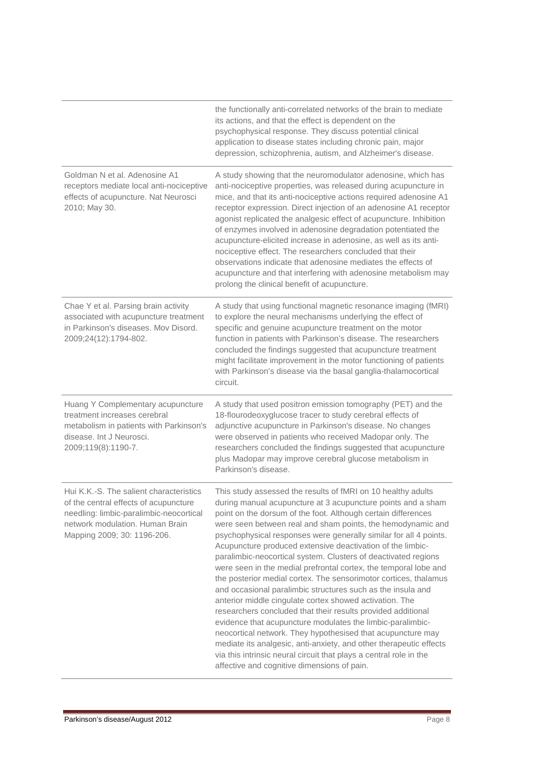| | |
|---|---|
| | the functionally anti-correlated networks of the brain to mediate its actions, and that the effect is dependent on the psychophysical response. They discuss potential clinical application to disease states including chronic pain, major depression, schizophrenia, autism, and Alzheimer's disease. |
| Goldman N et al. Adenosine A1 receptors mediate local anti-nociceptive effects of acupuncture. Nat Neurosci 2010; May 30. | A study showing that the neuromodulator adenosine, which has anti-nociceptive properties, was released during acupuncture in mice, and that its anti-nociceptive actions required adenosine A1 receptor expression. Direct injection of an adenosine A1 receptor agonist replicated the analgesic effect of acupuncture. Inhibition of enzymes involved in adenosine degradation potentiated the acupuncture-elicited increase in adenosine, as well as its anti-nociceptive effect. The researchers concluded that their observations indicate that adenosine mediates the effects of acupuncture and that interfering with adenosine metabolism may prolong the clinical benefit of acupuncture. |
| Chae Y et al. Parsing brain activity associated with acupuncture treatment in Parkinson's diseases. Mov Disord. 2009;24(12):1794-802. | A study that using functional magnetic resonance imaging (fMRI) to explore the neural mechanisms underlying the effect of specific and genuine acupuncture treatment on the motor function in patients with Parkinson's disease. The researchers concluded the findings suggested that acupuncture treatment might facilitate improvement in the motor functioning of patients with Parkinson's disease via the basal ganglia-thalamocortical circuit. |
| Huang Y Complementary acupuncture treatment increases cerebral metabolism in patients with Parkinson's disease. Int J Neurosci. 2009;119(8):1190-7. | A study that used positron emission tomography (PET) and the 18-flourodeoxyglucose tracer to study cerebral effects of adjunctive acupuncture in Parkinson's disease. No changes were observed in patients who received Madopar only. The researchers concluded the findings suggested that acupuncture plus Madopar may improve cerebral glucose metabolism in Parkinson's disease. |
| Hui K.K.-S. The salient characteristics of the central effects of acupuncture needling: limbic-paralimbic-neocortical network modulation. Human Brain Mapping 2009; 30: 1196-206. | This study assessed the results of fMRI on 10 healthy adults during manual acupuncture at 3 acupuncture points and a sham point on the dorsum of the foot. Although certain differences were seen between real and sham points, the hemodynamic and psychophysical responses were generally similar for all 4 points. Acupuncture produced extensive deactivation of the limbic-paralimbic-neocortical system. Clusters of deactivated regions were seen in the medial prefrontal cortex, the temporal lobe and the posterior medial cortex. The sensorimotor cortices, thalamus and occasional paralimbic structures such as the insula and anterior middle cingulate cortex showed activation. The researchers concluded that their results provided additional evidence that acupuncture modulates the limbic-paralimbic-neocortical network. They hypothesised that acupuncture may mediate its analgesic, anti-anxiety, and other therapeutic effects via this intrinsic neural circuit that plays a central role in the affective and cognitive dimensions of pain. |